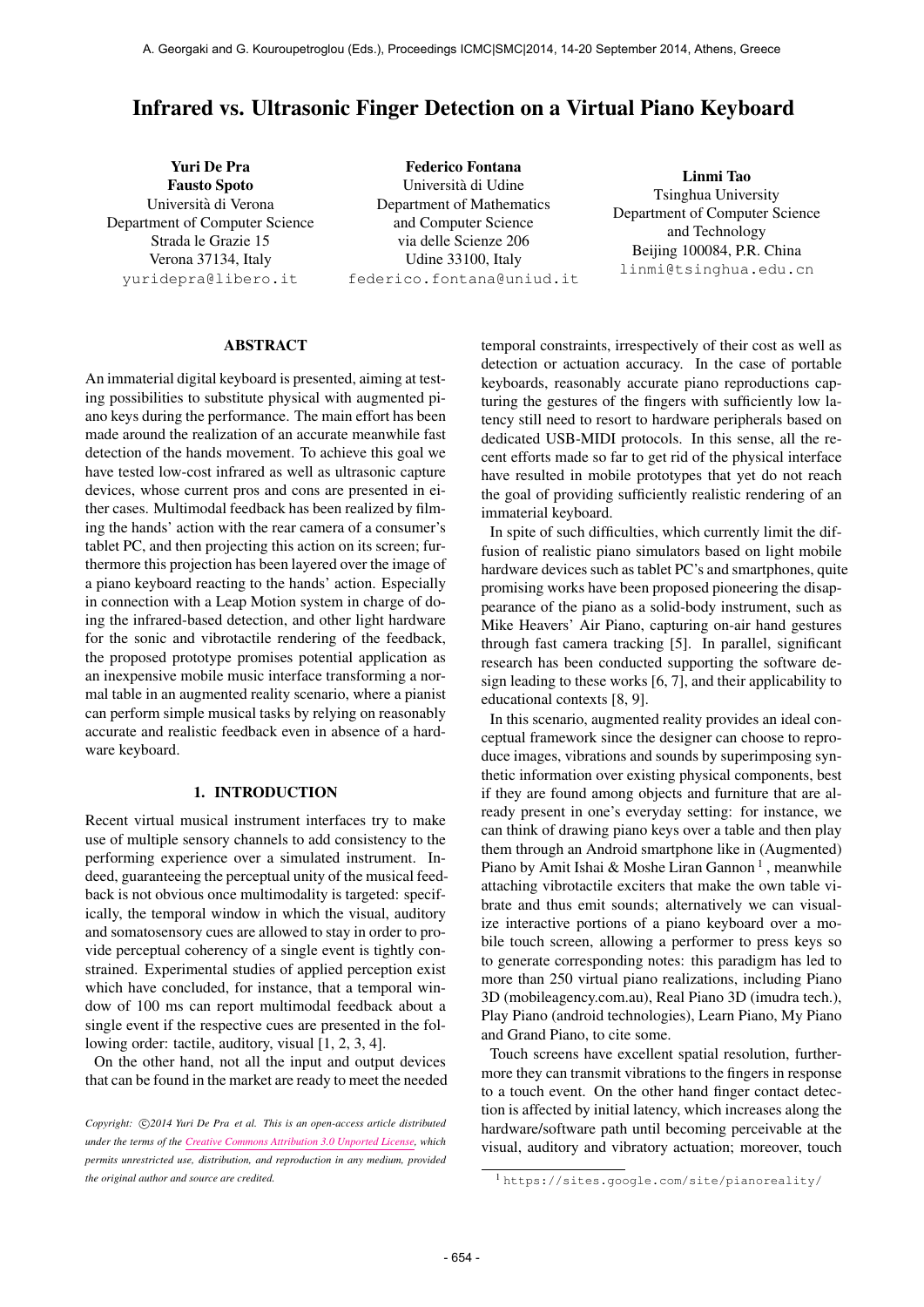# Infrared vs. Ultrasonic Finger Detection on a Virtual Piano Keyboard

**Yuri De Pra**
**Fausto Spoto**
Università di Verona
Department of Computer Science
Strada le Grazie 15
Verona 37134, Italy
yuridepra@libero.it

**Federico Fontana**
Università di Udine
Department of Mathematics
and Computer Science
via delle Scienze 206
Udine 33100, Italy
federico.fontana@uniud.it

**Linmi Tao**
Tsinghua University
Department of Computer Science
and Technology
Beijing 100084, P.R. China
linmi@tsinghua.edu.cn

## ABSTRACT

An immaterial digital keyboard is presented, aiming at testing possibilities to substitute physical with augmented piano keys during the performance. The main effort has been made around the realization of an accurate meanwhile fast detection of the hands movement. To achieve this goal we have tested low-cost infrared as well as ultrasonic capture devices, whose current pros and cons are presented in either cases. Multimodal feedback has been realized by filming the hands' action with the rear camera of a consumer's tablet PC, and then projecting this action on its screen; furthermore this projection has been layered over the image of a piano keyboard reacting to the hands' action. Especially in connection with a Leap Motion system in charge of doing the infrared-based detection, and other light hardware for the sonic and vibrotactile rendering of the feedback, the proposed prototype promises potential application as an inexpensive mobile music interface transforming a normal table in an augmented reality scenario, where a pianist can perform simple musical tasks by relying on reasonably accurate and realistic feedback even in absence of a hardware keyboard.

## 1. INTRODUCTION

Recent virtual musical instrument interfaces try to make use of multiple sensory channels to add consistency to the performing experience over a simulated instrument. Indeed, guaranteeing the perceptual unity of the musical feedback is not obvious once multimodality is targeted: specifically, the temporal window in which the visual, auditory and somatosensory cues are allowed to stay in order to provide perceptual coherency of a single event is tightly constrained. Experimental studies of applied perception exist which have concluded, for instance, that a temporal window of 100 ms can report multimodal feedback about a single event if the respective cues are presented in the following order: tactile, auditory, visual [1, 2, 3, 4].

On the other hand, not all the input and output devices that can be found in the market are ready to meet the needed temporal constraints, irrespectively of their cost as well as detection or actuation accuracy. In the case of portable keyboards, reasonably accurate piano reproductions capturing the gestures of the fingers with sufficiently low latency still need to resort to hardware peripherals based on dedicated USB-MIDI protocols. In this sense, all the recent efforts made so far to get rid of the physical interface have resulted in mobile prototypes that yet do not reach the goal of providing sufficiently realistic rendering of an immaterial keyboard.

In spite of such difficulties, which currently limit the diffusion of realistic piano simulators based on light mobile hardware devices such as tablet PC's and smartphones, quite promising works have been proposed pioneering the disappearance of the piano as a solid-body instrument, such as Mike Heavers' Air Piano, capturing on-air hand gestures through fast camera tracking [5]. In parallel, significant research has been conducted supporting the software design leading to these works [6, 7], and their applicability to educational contexts [8, 9].

In this scenario, augmented reality provides an ideal conceptual framework since the designer can choose to reproduce images, vibrations and sounds by superimposing synthetic information over existing physical components, best if they are found among objects and furniture that are already present in one's everyday setting: for instance, we can think of drawing piano keys over a table and then play them through an Android smartphone like in (Augmented) Piano by Amit Ishai & Moshe Liran Gannon [1], meanwhile attaching vibrotactile exciters that make the own table vibrate and thus emit sounds; alternatively we can visualize interactive portions of a piano keyboard over a mobile touch screen, allowing a performer to press keys so to generate corresponding notes: this paradigm has led to more than 250 virtual piano realizations, including Piano 3D (mobileagency.com.au), Real Piano 3D (imudra tech.), Play Piano (android technologies), Learn Piano, My Piano and Grand Piano, to cite some.

Touch screens have excellent spatial resolution, furthermore they can transmit vibrations to the fingers in response to a touch event. On the other hand finger contact detection is affected by initial latency, which increases along the hardware/software path until becoming perceivable at the visual, auditory and vibratory actuation; moreover, touch

[1] https://sites.google.com/site/pianoreality/

*Copyright: ©2014 Yuri De Pra et al. This is an open-access article distributed under the terms of the Creative Commons Attribution 3.0 Unported License, which permits unrestricted use, distribution, and reproduction in any medium, provided the original author and source are credited.*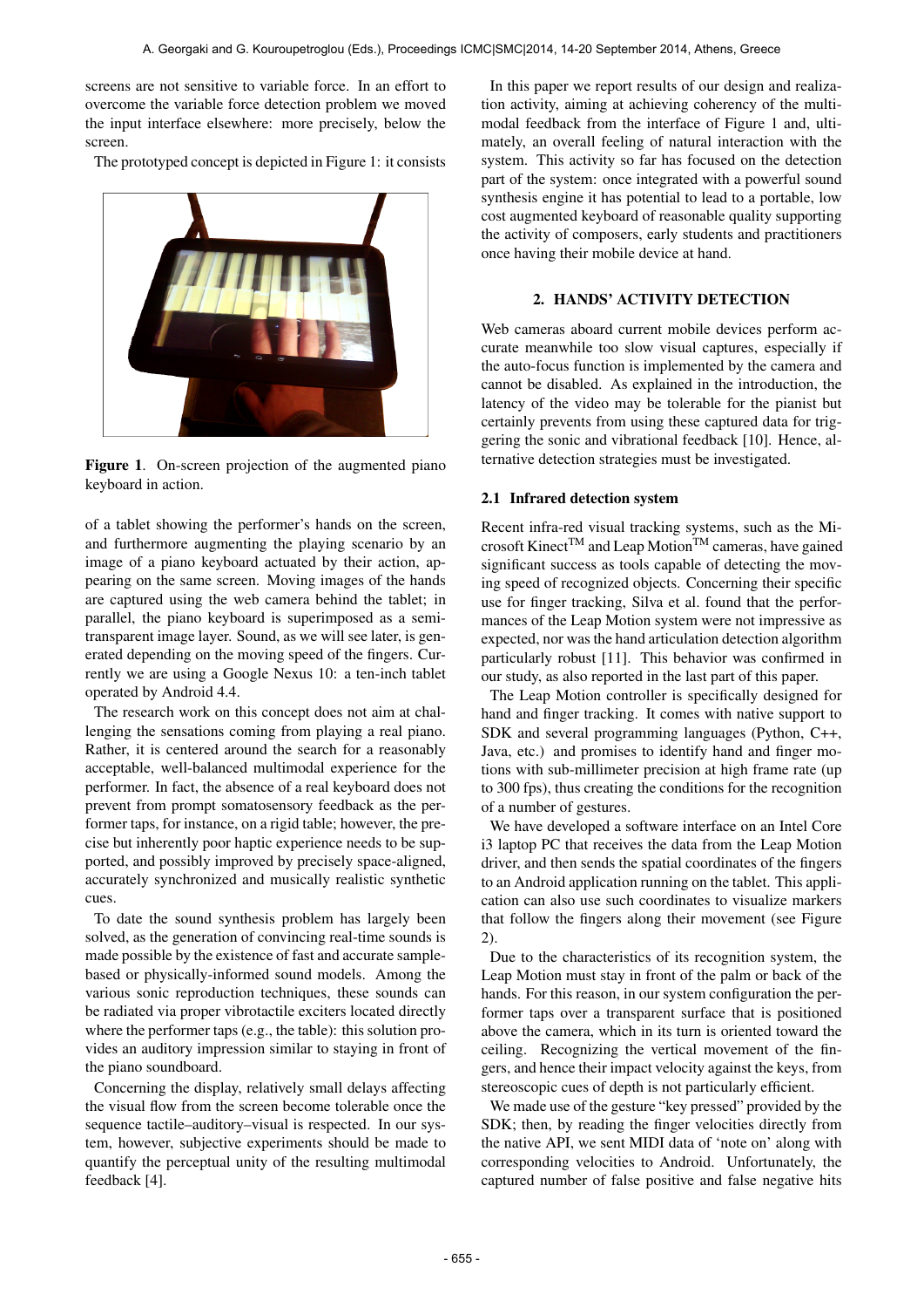screens are not sensitive to variable force. In an effort to overcome the variable force detection problem we moved the input interface elsewhere: more precisely, below the screen.

The prototyped concept is depicted in Figure 1: it consists

**Figure 1**. On-screen projection of the augmented piano keyboard in action.

of a tablet showing the performer's hands on the screen, and furthermore augmenting the playing scenario by an image of a piano keyboard actuated by their action, appearing on the same screen. Moving images of the hands are captured using the web camera behind the tablet; in parallel, the piano keyboard is superimposed as a semi-transparent image layer. Sound, as we will see later, is generated depending on the moving speed of the fingers. Currently we are using a Google Nexus 10: a ten-inch tablet operated by Android 4.4.

The research work on this concept does not aim at challenging the sensations coming from playing a real piano. Rather, it is centered around the search for a reasonably acceptable, well-balanced multimodal experience for the performer. In fact, the absence of a real keyboard does not prevent from prompt somatosensory feedback as the performer taps, for instance, on a rigid table; however, the precise but inherently poor haptic experience needs to be supported, and possibly improved by precisely space-aligned, accurately synchronized and musically realistic synthetic cues.

To date the sound synthesis problem has largely been solved, as the generation of convincing real-time sounds is made possible by the existence of fast and accurate sample-based or physically-informed sound models. Among the various sonic reproduction techniques, these sounds can be radiated via proper vibrotactile exciters located directly where the performer taps (e.g., the table): this solution provides an auditory impression similar to staying in front of the piano soundboard.

Concerning the display, relatively small delays affecting the visual flow from the screen become tolerable once the sequence tactile–auditory–visual is respected. In our system, however, subjective experiments should be made to quantify the perceptual unity of the resulting multimodal feedback [4].

In this paper we report results of our design and realization activity, aiming at achieving coherency of the multimodal feedback from the interface of Figure 1 and, ultimately, an overall feeling of natural interaction with the system. This activity so far has focused on the detection part of the system: once integrated with a powerful sound synthesis engine it has potential to lead to a portable, low cost augmented keyboard of reasonable quality supporting the activity of composers, early students and practitioners once having their mobile device at hand.

## 2. HANDS' ACTIVITY DETECTION

Web cameras aboard current mobile devices perform accurate meanwhile too slow visual captures, especially if the auto-focus function is implemented by the camera and cannot be disabled. As explained in the introduction, the latency of the video may be tolerable for the pianist but certainly prevents from using these captured data for triggering the sonic and vibrational feedback [10]. Hence, alternative detection strategies must be investigated.

### 2.1 Infrared detection system

Recent infra-red visual tracking systems, such as the Microsoft Kinect™ and Leap Motion™ cameras, have gained significant success as tools capable of detecting the moving speed of recognized objects. Concerning their specific use for finger tracking, Silva et al. found that the performances of the Leap Motion system were not impressive as expected, nor was the hand articulation detection algorithm particularly robust [11]. This behavior was confirmed in our study, as also reported in the last part of this paper.

The Leap Motion controller is specifically designed for hand and finger tracking. It comes with native support to SDK and several programming languages (Python, C++, Java, etc.) and promises to identify hand and finger motions with sub-millimeter precision at high frame rate (up to 300 fps), thus creating the conditions for the recognition of a number of gestures.

We have developed a software interface on an Intel Core i3 laptop PC that receives the data from the Leap Motion driver, and then sends the spatial coordinates of the fingers to an Android application running on the tablet. This application can also use such coordinates to visualize markers that follow the fingers along their movement (see Figure 2).

Due to the characteristics of its recognition system, the Leap Motion must stay in front of the palm or back of the hands. For this reason, in our system configuration the performer taps over a transparent surface that is positioned above the camera, which in its turn is oriented toward the ceiling. Recognizing the vertical movement of the fingers, and hence their impact velocity against the keys, from stereoscopic cues of depth is not particularly efficient.

We made use of the gesture "key pressed" provided by the SDK; then, by reading the finger velocities directly from the native API, we sent MIDI data of 'note on' along with corresponding velocities to Android. Unfortunately, the captured number of false positive and false negative hits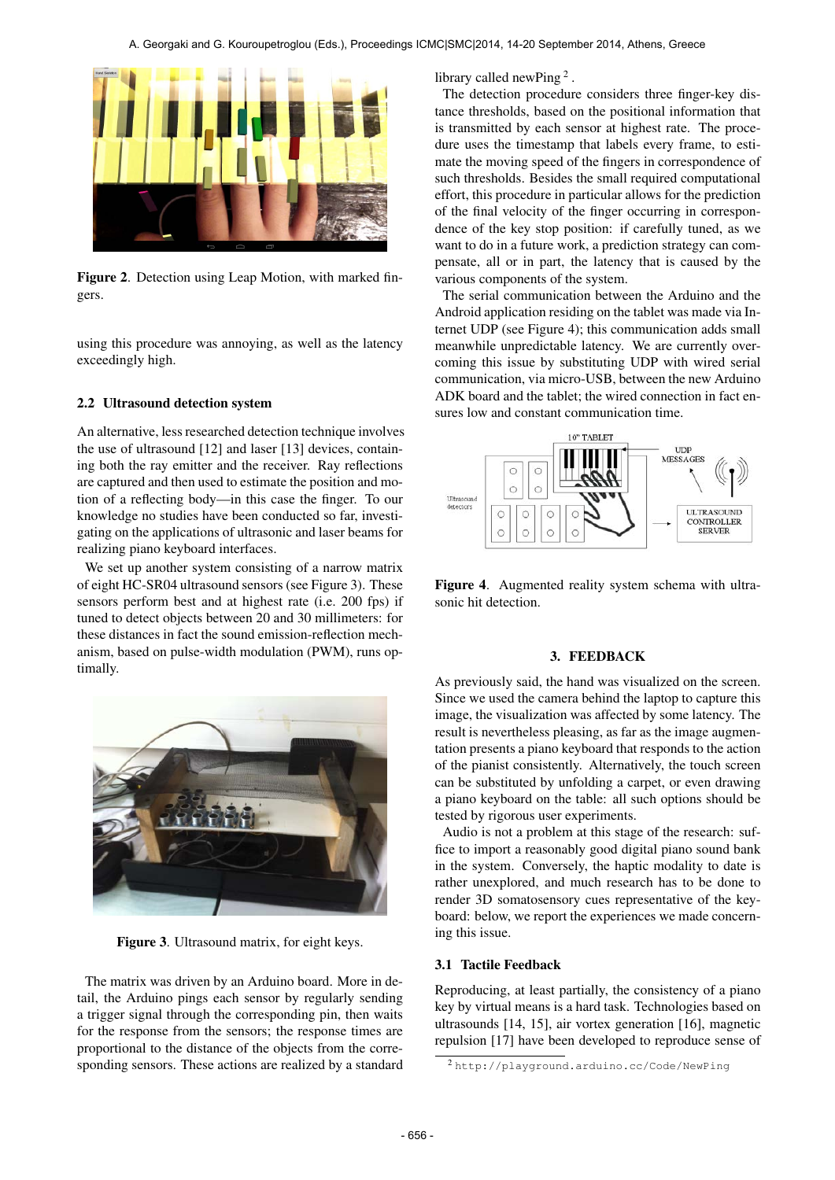Figure 2. Detection using Leap Motion, with marked fingers.

using this procedure was annoying, as well as the latency exceedingly high.

### 2.2 Ultrasound detection system

An alternative, less researched detection technique involves the use of ultrasound [12] and laser [13] devices, containing both the ray emitter and the receiver. Ray reflections are captured and then used to estimate the position and motion of a reflecting body—in this case the finger. To our knowledge no studies have been conducted so far, investigating on the applications of ultrasonic and laser beams for realizing piano keyboard interfaces.

We set up another system consisting of a narrow matrix of eight HC-SR04 ultrasound sensors (see Figure 3). These sensors perform best and at highest rate (i.e. 200 fps) if tuned to detect objects between 20 and 30 millimeters: for these distances in fact the sound emission-reflection mechanism, based on pulse-width modulation (PWM), runs optimally.

Figure 3. Ultrasound matrix, for eight keys.

The matrix was driven by an Arduino board. More in detail, the Arduino pings each sensor by regularly sending a trigger signal through the corresponding pin, then waits for the response from the sensors; the response times are proportional to the distance of the objects from the corresponding sensors. These actions are realized by a standard library called newPing [2].

The detection procedure considers three finger-key distance thresholds, based on the positional information that is transmitted by each sensor at highest rate. The procedure uses the timestamp that labels every frame, to estimate the moving speed of the fingers in correspondence of such thresholds. Besides the small required computational effort, this procedure in particular allows for the prediction of the final velocity of the finger occurring in correspondence of the key stop position: if carefully tuned, as we want to do in a future work, a prediction strategy can compensate, all or in part, the latency that is caused by the various components of the system.

The serial communication between the Arduino and the Android application residing on the tablet was made via Internet UDP (see Figure 4); this communication adds small meanwhile unpredictable latency. We are currently overcoming this issue by substituting UDP with wired serial communication, via micro-USB, between the new Arduino ADK board and the tablet; the wired connection in fact ensures low and constant communication time.

Figure 4. Augmented reality system schema with ultrasonic hit detection.

## 3. FEEDBACK

As previously said, the hand was visualized on the screen. Since we used the camera behind the laptop to capture this image, the visualization was affected by some latency. The result is nevertheless pleasing, as far as the image augmentation presents a piano keyboard that responds to the action of the pianist consistently. Alternatively, the touch screen can be substituted by unfolding a carpet, or even drawing a piano keyboard on the table: all such options should be tested by rigorous user experiments.

Audio is not a problem at this stage of the research: suffice to import a reasonably good digital piano sound bank in the system. Conversely, the haptic modality to date is rather unexplored, and much research has to be done to render 3D somatosensory cues representative of the keyboard: below, we report the experiences we made concerning this issue.

### 3.1 Tactile Feedback

Reproducing, at least partially, the consistency of a piano key by virtual means is a hard task. Technologies based on ultrasounds [14, 15], air vortex generation [16], magnetic repulsion [17] have been developed to reproduce sense of

[2] http://playground.arduino.cc/Code/NewPing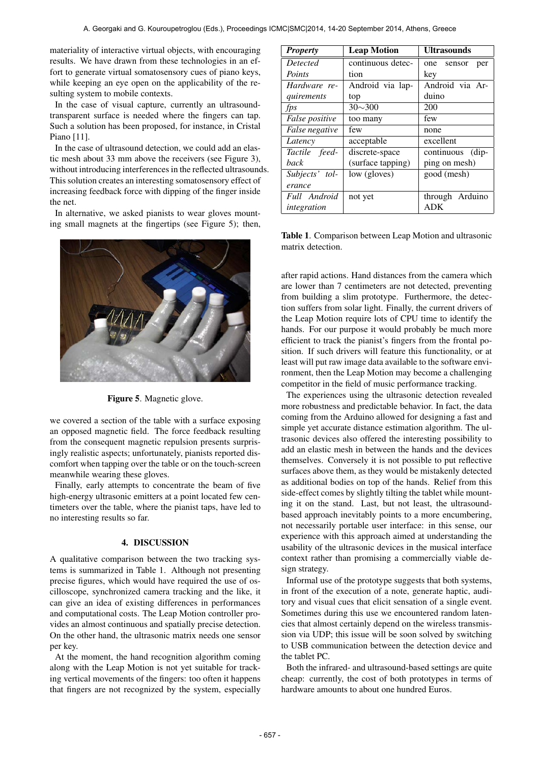materiality of interactive virtual objects, with encouraging results. We have drawn from these technologies in an effort to generate virtual somatosensory cues of piano keys, while keeping an eye open on the applicability of the resulting system to mobile contexts.

In the case of visual capture, currently an ultrasound-transparent surface is needed where the fingers can tap. Such a solution has been proposed, for instance, in Cristal Piano [11].

In the case of ultrasound detection, we could add an elastic mesh about 33 mm above the receivers (see Figure 3), without introducing interferences in the reflected ultrasounds. This solution creates an interesting somatosensory effect of increasing feedback force with dipping of the finger inside the net.

In alternative, we asked pianists to wear gloves mounting small magnets at the fingertips (see Figure 5); then,

**Figure 5**. Magnetic glove.

we covered a section of the table with a surface exposing an opposed magnetic field. The force feedback resulting from the consequent magnetic repulsion presents surprisingly realistic aspects; unfortunately, pianists reported discomfort when tapping over the table or on the touch-screen meanwhile wearing these gloves.

Finally, early attempts to concentrate the beam of five high-energy ultrasonic emitters at a point located few centimeters over the table, where the pianist taps, have led to no interesting results so far.

## 4. DISCUSSION

A qualitative comparison between the two tracking systems is summarized in Table 1. Although not presenting precise figures, which would have required the use of oscilloscope, synchronized camera tracking and the like, it can give an idea of existing differences in performances and computational costs. The Leap Motion controller provides an almost continuous and spatially precise detection. On the other hand, the ultrasonic matrix needs one sensor per key.

At the moment, the hand recognition algorithm coming along with the Leap Motion is not yet suitable for tracking vertical movements of the fingers: too often it happens that fingers are not recognized by the system, especially after rapid actions. Hand distances from the camera which are lower than 7 centimeters are not detected, preventing from building a slim prototype. Furthermore, the detection suffers from solar light. Finally, the current drivers of the Leap Motion require lots of CPU time to identify the hands. For our purpose it would probably be much more efficient to track the pianist's fingers from the frontal position. If such drivers will feature this functionality, or at least will put raw image data available to the software environment, then the Leap Motion may become a challenging competitor in the field of music performance tracking.

| *Property* | **Leap Motion** | **Ultrasounds** |
|---|---|---|
| *Detected Points* | continuous detection | one sensor per key |
| *Hardware requirements* | Android via laptop | Android via Arduino |
| *fps* | $30\sim300$ | 200 |
| *False positive* | too many | few |
| *False negative* | few | none |
| *Latency* | acceptable | excellent |
| *Tactile feedback* | discrete-space (surface tapping) | continuous (dipping on mesh) |
| *Subjects' tolerance* | low (gloves) | good (mesh) |
| *Full Android integration* | not yet | through Arduino ADK |

**Table 1**. Comparison between Leap Motion and ultrasonic matrix detection.

The experiences using the ultrasonic detection revealed more robustness and predictable behavior. In fact, the data coming from the Arduino allowed for designing a fast and simple yet accurate distance estimation algorithm. The ultrasonic devices also offered the interesting possibility to add an elastic mesh in between the hands and the devices themselves. Conversely it is not possible to put reflective surfaces above them, as they would be mistakenly detected as additional bodies on top of the hands. Relief from this side-effect comes by slightly tilting the tablet while mounting it on the stand. Last, but not least, the ultrasound-based approach inevitably points to a more encumbering, not necessarily portable user interface: in this sense, our experience with this approach aimed at understanding the usability of the ultrasonic devices in the musical interface context rather than promising a commercially viable design strategy.

Informal use of the prototype suggests that both systems, in front of the execution of a note, generate haptic, auditory and visual cues that elicit sensation of a single event. Sometimes during this use we encountered random latencies that almost certainly depend on the wireless transmission via UDP; this issue will be soon solved by switching to USB communication between the detection device and the tablet PC.

Both the infrared- and ultrasound-based settings are quite cheap: currently, the cost of both prototypes in terms of hardware amounts to about one hundred Euros.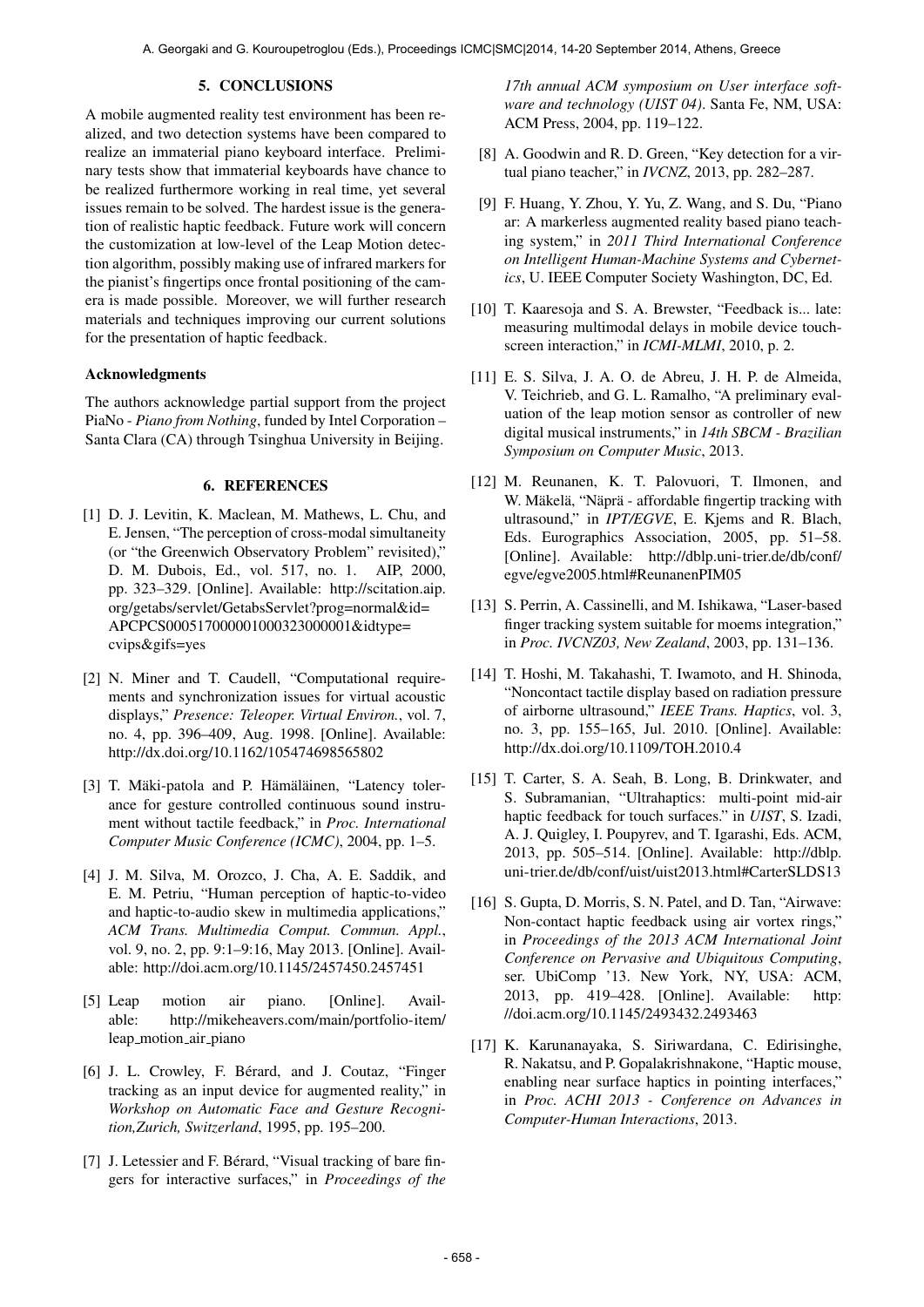## 5. CONCLUSIONS

A mobile augmented reality test environment has been realized, and two detection systems have been compared to realize an immaterial piano keyboard interface. Preliminary tests show that immaterial keyboards have chance to be realized furthermore working in real time, yet several issues remain to be solved. The hardest issue is the generation of realistic haptic feedback. Future work will concern the customization at low-level of the Leap Motion detection algorithm, possibly making use of infrared markers for the pianist's fingertips once frontal positioning of the camera is made possible. Moreover, we will further research materials and techniques improving our current solutions for the presentation of haptic feedback.

### Acknowledgments

The authors acknowledge partial support from the project PiaNo - *Piano from Nothing*, funded by Intel Corporation – Santa Clara (CA) through Tsinghua University in Beijing.

## 6. REFERENCES

[1] D. J. Levitin, K. Maclean, M. Mathews, L. Chu, and E. Jensen, "The perception of cross-modal simultaneity (or "the Greenwich Observatory Problem" revisited)," D. M. Dubois, Ed., vol. 517, no. 1. AIP, 2000, pp. 323–329. [Online]. Available: http://scitation.aip.org/getabs/servlet/GetabsServlet?prog=normal&id=APCPCS000517000001000323000001&idtype=cvips&gifs=yes

[2] N. Miner and T. Caudell, "Computational requirements and synchronization issues for virtual acoustic displays," *Presence: Teleoper. Virtual Environ.*, vol. 7, no. 4, pp. 396–409, Aug. 1998. [Online]. Available: http://dx.doi.org/10.1162/105474698565802

[3] T. Mäki-patola and P. Hämäläinen, "Latency tolerance for gesture controlled continuous sound instrument without tactile feedback," in *Proc. International Computer Music Conference (ICMC)*, 2004, pp. 1–5.

[4] J. M. Silva, M. Orozco, J. Cha, A. E. Saddik, and E. M. Petriu, "Human perception of haptic-to-video and haptic-to-audio skew in multimedia applications," *ACM Trans. Multimedia Comput. Commun. Appl.*, vol. 9, no. 2, pp. 9:1–9:16, May 2013. [Online]. Available: http://doi.acm.org/10.1145/2457450.2457451

[5] Leap motion air piano. [Online]. Available: http://mikeheavers.com/main/portfolio-item/leap_motion_air_piano

[6] J. L. Crowley, F. Bérard, and J. Coutaz, "Finger tracking as an input device for augmented reality," in *Workshop on Automatic Face and Gesture Recognition,Zurich, Switzerland*, 1995, pp. 195–200.

[7] J. Letessier and F. Bérard, "Visual tracking of bare fingers for interactive surfaces," in *Proceedings of the 17th annual ACM symposium on User interface software and technology (UIST 04)*. Santa Fe, NM, USA: ACM Press, 2004, pp. 119–122.

[8] A. Goodwin and R. D. Green, "Key detection for a virtual piano teacher," in *IVCNZ*, 2013, pp. 282–287.

[9] F. Huang, Y. Zhou, Y. Yu, Z. Wang, and S. Du, "Piano ar: A markerless augmented reality based piano teaching system," in *2011 Third International Conference on Intelligent Human-Machine Systems and Cybernetics*, U. IEEE Computer Society Washington, DC, Ed.

[10] T. Kaaresoja and S. A. Brewster, "Feedback is... late: measuring multimodal delays in mobile device touchscreen interaction," in *ICMI-MLMI*, 2010, p. 2.

[11] E. S. Silva, J. A. O. de Abreu, J. H. P. de Almeida, V. Teichrieb, and G. L. Ramalho, "A preliminary evaluation of the leap motion sensor as controller of new digital musical instruments," in *14th SBCM - Brazilian Symposium on Computer Music*, 2013.

[12] M. Reunanen, K. T. Palovuori, T. Ilmonen, and W. Mäkelä, "Näprä - affordable fingertip tracking with ultrasound," in *IPT/EGVE*, E. Kjems and R. Blach, Eds. Eurographics Association, 2005, pp. 51–58. [Online]. Available: http://dblp.uni-trier.de/db/conf/egve/egve2005.html#ReunanenPIM05

[13] S. Perrin, A. Cassinelli, and M. Ishikawa, "Laser-based finger tracking system suitable for moems integration," in *Proc. IVCNZ03, New Zealand*, 2003, pp. 131–136.

[14] T. Hoshi, M. Takahashi, T. Iwamoto, and H. Shinoda, "Noncontact tactile display based on radiation pressure of airborne ultrasound," *IEEE Trans. Haptics*, vol. 3, no. 3, pp. 155–165, Jul. 2010. [Online]. Available: http://dx.doi.org/10.1109/TOH.2010.4

[15] T. Carter, S. A. Seah, B. Long, B. Drinkwater, and S. Subramanian, "Ultrahaptics: multi-point mid-air haptic feedback for touch surfaces." in *UIST*, S. Izadi, A. J. Quigley, I. Poupyrev, and T. Igarashi, Eds. ACM, 2013, pp. 505–514. [Online]. Available: http://dblp.uni-trier.de/db/conf/uist/uist2013.html#CarterSLDS13

[16] S. Gupta, D. Morris, S. N. Patel, and D. Tan, "Airwave: Non-contact haptic feedback using air vortex rings," in *Proceedings of the 2013 ACM International Joint Conference on Pervasive and Ubiquitous Computing*, ser. UbiComp '13. New York, NY, USA: ACM, 2013, pp. 419–428. [Online]. Available: http://doi.acm.org/10.1145/2493432.2493463

[17] K. Karunanayaka, S. Siriwardana, C. Edirisinghe, R. Nakatsu, and P. Gopalakrishnakone, "Haptic mouse, enabling near surface haptics in pointing interfaces," in *Proc. ACHI 2013 - Conference on Advances in Computer-Human Interactions*, 2013.